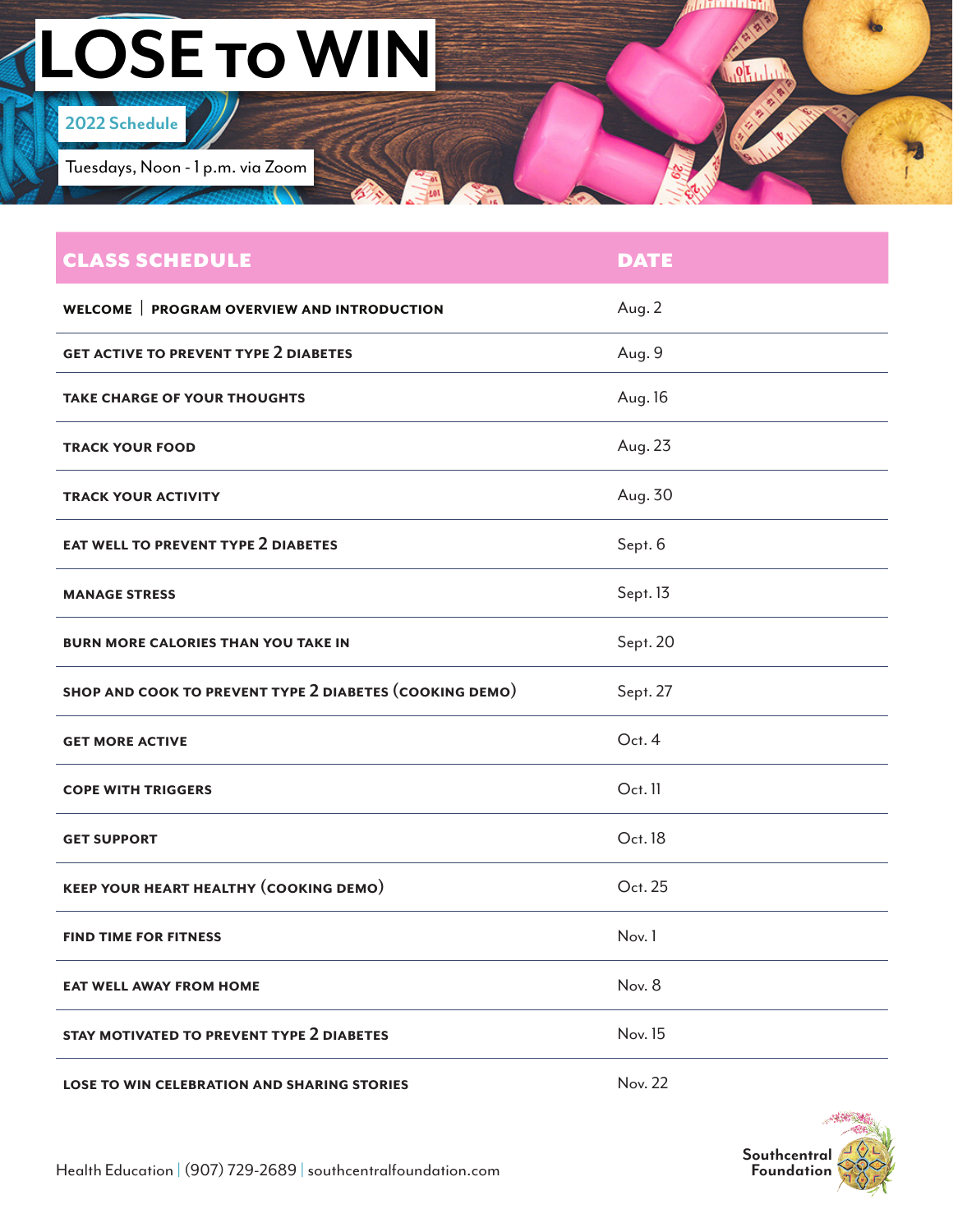# LOSE TO WIN

2022 Schedule

Tuesdays, Noon - 1 p.m. via Zoom

| CLASS SCHEDULE | DATE |
|---|---|
| WELCOME \| PROGRAM OVERVIEW AND INTRODUCTION | Aug. 2 |
| GET ACTIVE TO PREVENT TYPE 2 DIABETES | Aug. 9 |
| TAKE CHARGE OF YOUR THOUGHTS | Aug. 16 |
| TRACK YOUR FOOD | Aug. 23 |
| TRACK YOUR ACTIVITY | Aug. 30 |
| EAT WELL TO PREVENT TYPE 2 DIABETES | Sept. 6 |
| MANAGE STRESS | Sept. 13 |
| BURN MORE CALORIES THAN YOU TAKE IN | Sept. 20 |
| SHOP AND COOK TO PREVENT TYPE 2 DIABETES (COOKING DEMO) | Sept. 27 |
| GET MORE ACTIVE | Oct. 4 |
| COPE WITH TRIGGERS | Oct. 11 |
| GET SUPPORT | Oct. 18 |
| KEEP YOUR HEART HEALTHY (COOKING DEMO) | Oct. 25 |
| FIND TIME FOR FITNESS | Nov. 1 |
| EAT WELL AWAY FROM HOME | Nov. 8 |
| STAY MOTIVATED TO PREVENT TYPE 2 DIABETES | Nov. 15 |
| LOSE TO WIN CELEBRATION AND SHARING STORIES | Nov. 22 |

Health Education | (907) 729-2689 | southcentralfoundation.com

Southcentral Foundation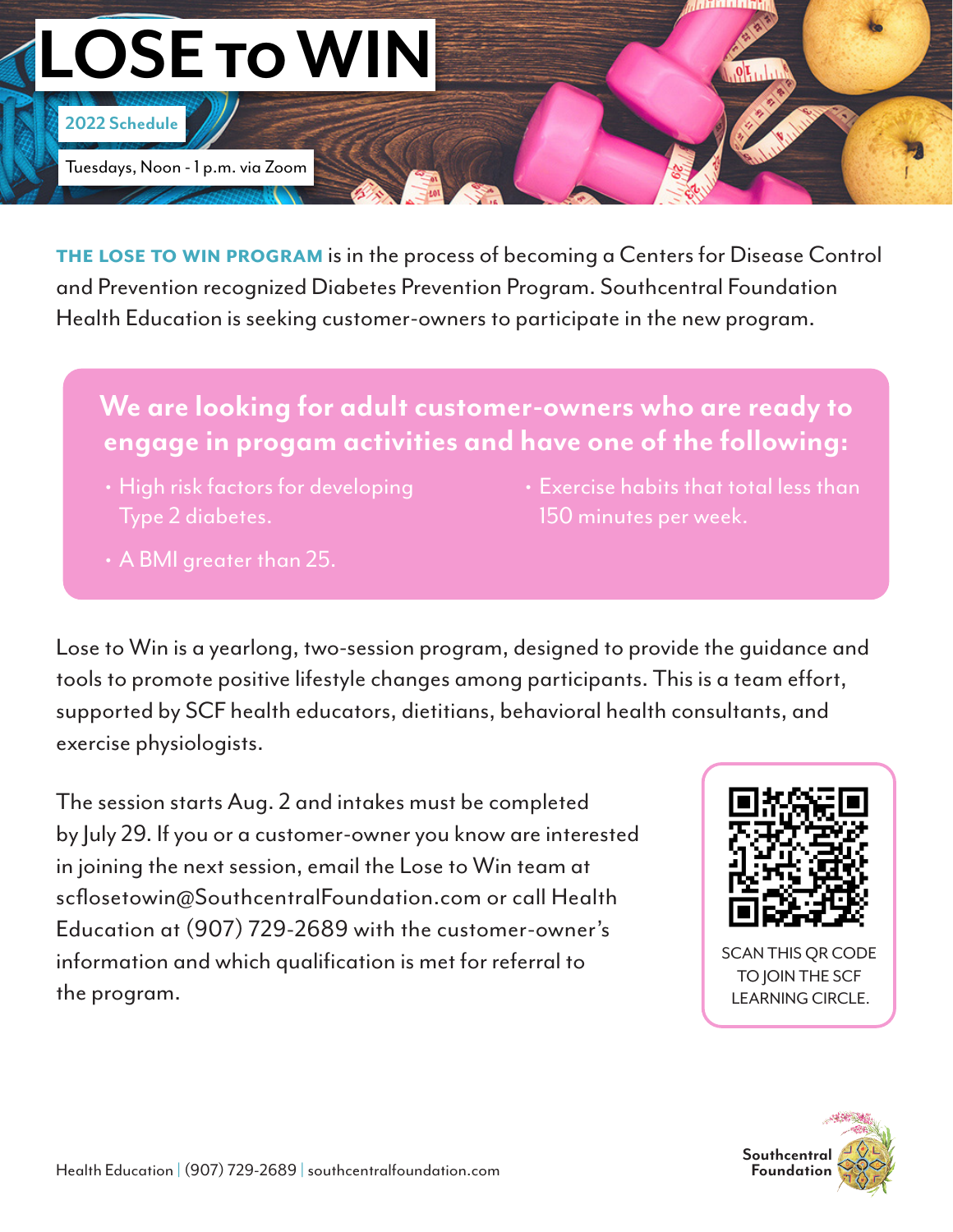# LOSE TO WIN

2022 Schedule

Tuesdays, Noon - 1 p.m. via Zoom

**THE LOSE TO WIN PROGRAM** is in the process of becoming a Centers for Disease Control and Prevention recognized Diabetes Prevention Program. Southcentral Foundation Health Education is seeking customer-owners to participate in the new program.

**We are looking for adult customer-owners who are ready to engage in progam activities and have one of the following:**

- High risk factors for developing Type 2 diabetes.
- A BMI greater than 25.
- Exercise habits that total less than 150 minutes per week.

Lose to Win is a yearlong, two-session program, designed to provide the guidance and tools to promote positive lifestyle changes among participants. This is a team effort, supported by SCF health educators, dietitians, behavioral health consultants, and exercise physiologists.

The session starts Aug. 2 and intakes must be completed by July 29. If you or a customer-owner you know are interested in joining the next session, email the Lose to Win team at scflosetowin@SouthcentralFoundation.com or call Health Education at (907) 729-2689 with the customer-owner's information and which qualification is met for referral to the program.

SCAN THIS QR CODE TO JOIN THE SCF LEARNING CIRCLE.

Health Education | (907) 729-2689 | southcentralfoundation.com

Southcentral Foundation